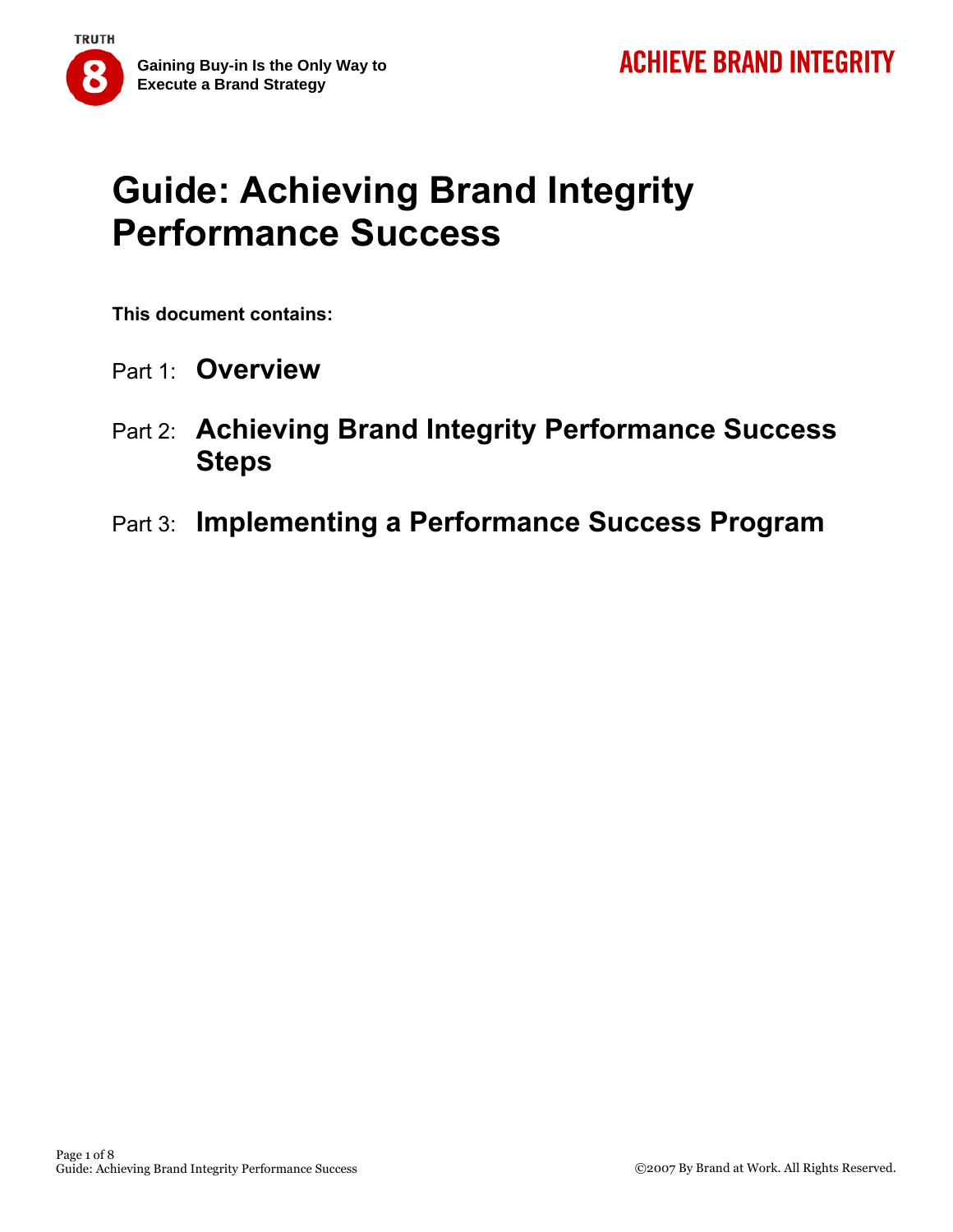TRUTH 8 — Gaining Buy-in Is the Only Way to Execute a Brand Strategy

ACHIEVE BRAND INTEGRITY

# Guide: Achieving Brand Integrity Performance Success

**This document contains:**

Part 1: **Overview**

Part 2: **Achieving Brand Integrity Performance Success Steps**

Part 3: **Implementing a Performance Success Program**

©2007 By Brand at Work. All Rights Reserved.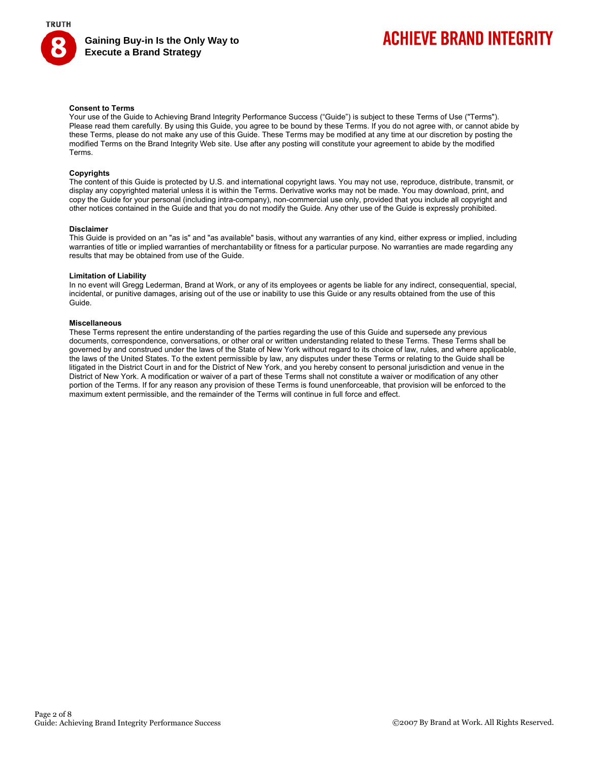## Consent to Terms

Your use of the Guide to Achieving Brand Integrity Performance Success ("Guide") is subject to these Terms of Use ("Terms"). Please read them carefully. By using this Guide, you agree to be bound by these Terms. If you do not agree with, or cannot abide by these Terms, please do not make any use of this Guide. These Terms may be modified at any time at our discretion by posting the modified Terms on the Brand Integrity Web site. Use after any posting will constitute your agreement to abide by the modified Terms.

## Copyrights

The content of this Guide is protected by U.S. and international copyright laws. You may not use, reproduce, distribute, transmit, or display any copyrighted material unless it is within the Terms. Derivative works may not be made. You may download, print, and copy the Guide for your personal (including intra-company), non-commercial use only, provided that you include all copyright and other notices contained in the Guide and that you do not modify the Guide. Any other use of the Guide is expressly prohibited.

## Disclaimer

This Guide is provided on an "as is" and "as available" basis, without any warranties of any kind, either express or implied, including warranties of title or implied warranties of merchantability or fitness for a particular purpose. No warranties are made regarding any results that may be obtained from use of the Guide.

## Limitation of Liability

In no event will Gregg Lederman, Brand at Work, or any of its employees or agents be liable for any indirect, consequential, special, incidental, or punitive damages, arising out of the use or inability to use this Guide or any results obtained from the use of this Guide.

## Miscellaneous

These Terms represent the entire understanding of the parties regarding the use of this Guide and supersede any previous documents, correspondence, conversations, or other oral or written understanding related to these Terms. These Terms shall be governed by and construed under the laws of the State of New York without regard to its choice of law, rules, and where applicable, the laws of the United States. To the extent permissible by law, any disputes under these Terms or relating to the Guide shall be litigated in the District Court in and for the District of New York, and you hereby consent to personal jurisdiction and venue in the District of New York. A modification or waiver of a part of these Terms shall not constitute a waiver or modification of any other portion of the Terms. If for any reason any provision of these Terms is found unenforceable, that provision will be enforced to the maximum extent permissible, and the remainder of the Terms will continue in full force and effect.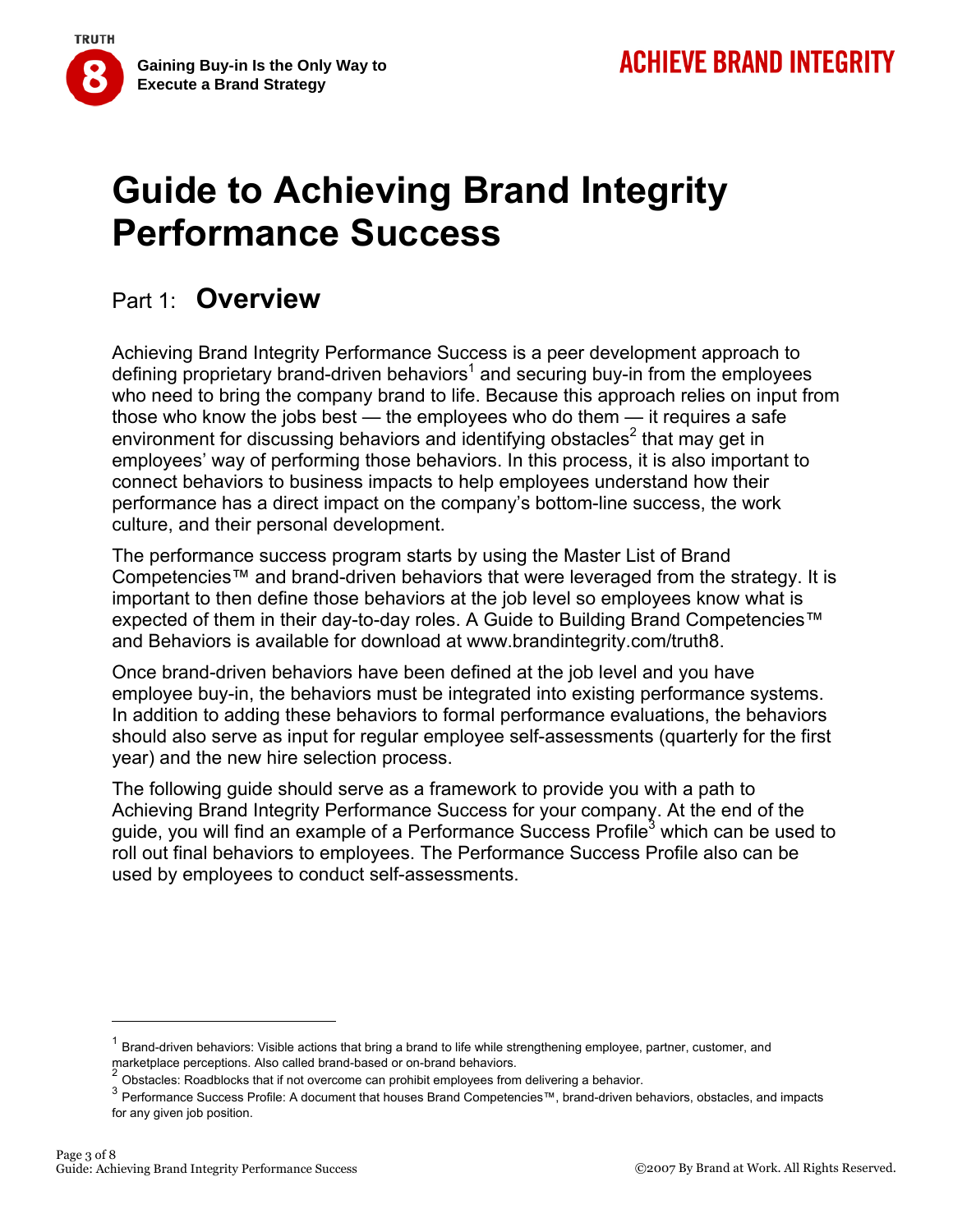# Guide to Achieving Brand Integrity Performance Success

## Part 1: **Overview**

Achieving Brand Integrity Performance Success is a peer development approach to defining proprietary brand-driven behaviors[1] and securing buy-in from the employees who need to bring the company brand to life. Because this approach relies on input from those who know the jobs best — the employees who do them — it requires a safe environment for discussing behaviors and identifying obstacles[2] that may get in employees' way of performing those behaviors. In this process, it is also important to connect behaviors to business impacts to help employees understand how their performance has a direct impact on the company's bottom-line success, the work culture, and their personal development.

The performance success program starts by using the Master List of Brand Competencies™ and brand-driven behaviors that were leveraged from the strategy. It is important to then define those behaviors at the job level so employees know what is expected of them in their day-to-day roles. A Guide to Building Brand Competencies™ and Behaviors is available for download at www.brandintegrity.com/truth8.

Once brand-driven behaviors have been defined at the job level and you have employee buy-in, the behaviors must be integrated into existing performance systems. In addition to adding these behaviors to formal performance evaluations, the behaviors should also serve as input for regular employee self-assessments (quarterly for the first year) and the new hire selection process.

The following guide should serve as a framework to provide you with a path to Achieving Brand Integrity Performance Success for your company. At the end of the guide, you will find an example of a Performance Success Profile[3] which can be used to roll out final behaviors to employees. The Performance Success Profile also can be used by employees to conduct self-assessments.

---

[1] Brand-driven behaviors: Visible actions that bring a brand to life while strengthening employee, partner, customer, and marketplace perceptions. Also called brand-based or on-brand behaviors.

[2] Obstacles: Roadblocks that if not overcome can prohibit employees from delivering a behavior.

[3] Performance Success Profile: A document that houses Brand Competencies™, brand-driven behaviors, obstacles, and impacts for any given job position.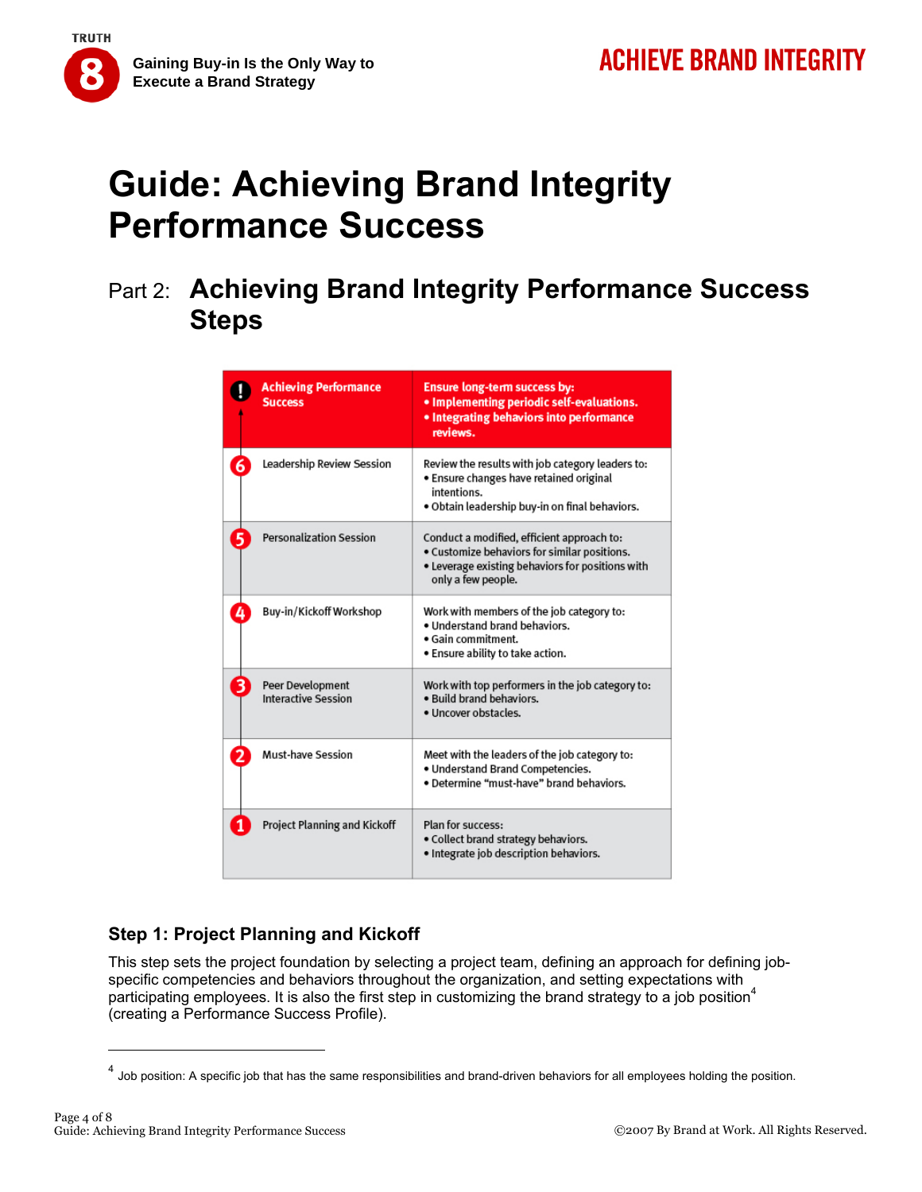# Guide: Achieving Brand Integrity Performance Success

## Part 2: Achieving Brand Integrity Performance Success Steps

| Step | Description |
|---|---|
| ! Achieving Performance Success | Ensure long-term success by:<br>• Implementing periodic self-evaluations.<br>• Integrating behaviors into performance reviews. |
| 6 Leadership Review Session | Review the results with job category leaders to:<br>• Ensure changes have retained original intentions.<br>• Obtain leadership buy-in on final behaviors. |
| 5 Personalization Session | Conduct a modified, efficient approach to:<br>• Customize behaviors for similar positions.<br>• Leverage existing behaviors for positions with only a few people. |
| 4 Buy-in/Kickoff Workshop | Work with members of the job category to:<br>• Understand brand behaviors.<br>• Gain commitment.<br>• Ensure ability to take action. |
| 3 Peer Development Interactive Session | Work with top performers in the job category to:<br>• Build brand behaviors.<br>• Uncover obstacles. |
| 2 Must-have Session | Meet with the leaders of the job category to:<br>• Understand Brand Competencies.<br>• Determine "must-have" brand behaviors. |
| 1 Project Planning and Kickoff | Plan for success:<br>• Collect brand strategy behaviors.<br>• Integrate job description behaviors. |

### Step 1: Project Planning and Kickoff

This step sets the project foundation by selecting a project team, defining an approach for defining job-specific competencies and behaviors throughout the organization, and setting expectations with participating employees. It is also the first step in customizing the brand strategy to a job position[4] (creating a Performance Success Profile).

---

[4] Job position: A specific job that has the same responsibilities and brand-driven behaviors for all employees holding the position.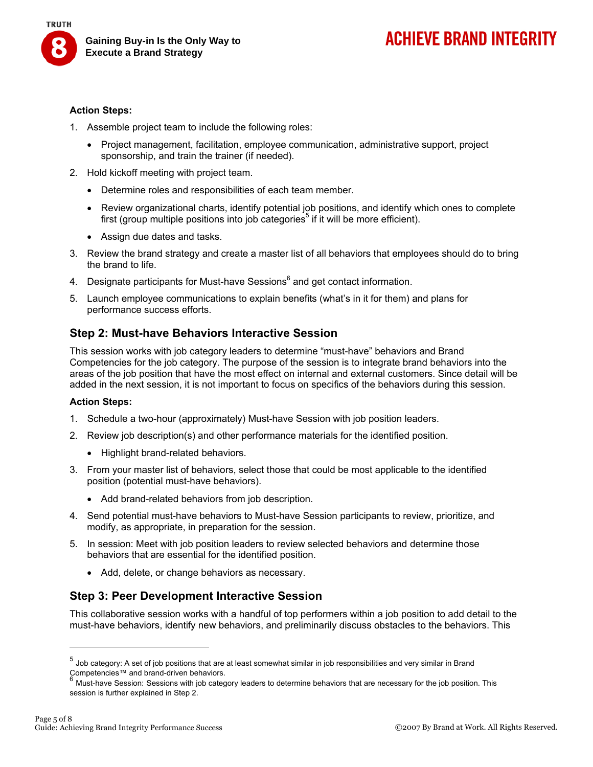**Action Steps:**

1. Assemble project team to include the following roles:
   - Project management, facilitation, employee communication, administrative support, project sponsorship, and train the trainer (if needed).
2. Hold kickoff meeting with project team.
   - Determine roles and responsibilities of each team member.
   - Review organizational charts, identify potential job positions, and identify which ones to complete first (group multiple positions into job categories[5] if it will be more efficient).
   - Assign due dates and tasks.
3. Review the brand strategy and create a master list of all behaviors that employees should do to bring the brand to life.
4. Designate participants for Must-have Sessions[6] and get contact information.
5. Launch employee communications to explain benefits (what's in it for them) and plans for performance success efforts.

## Step 2: Must-have Behaviors Interactive Session

This session works with job category leaders to determine "must-have" behaviors and Brand Competencies for the job category. The purpose of the session is to integrate brand behaviors into the areas of the job position that have the most effect on internal and external customers. Since detail will be added in the next session, it is not important to focus on specifics of the behaviors during this session.

**Action Steps:**

1. Schedule a two-hour (approximately) Must-have Session with job position leaders.
2. Review job description(s) and other performance materials for the identified position.
   - Highlight brand-related behaviors.
3. From your master list of behaviors, select those that could be most applicable to the identified position (potential must-have behaviors).
   - Add brand-related behaviors from job description.
4. Send potential must-have behaviors to Must-have Session participants to review, prioritize, and modify, as appropriate, in preparation for the session.
5. In session: Meet with job position leaders to review selected behaviors and determine those behaviors that are essential for the identified position.
   - Add, delete, or change behaviors as necessary.

## Step 3: Peer Development Interactive Session

This collaborative session works with a handful of top performers within a job position to add detail to the must-have behaviors, identify new behaviors, and preliminarily discuss obstacles to the behaviors. This

---

[5] Job category: A set of job positions that are at least somewhat similar in job responsibilities and very similar in Brand Competencies™ and brand-driven behaviors.

[6] Must-have Session: Sessions with job category leaders to determine behaviors that are necessary for the job position. This session is further explained in Step 2.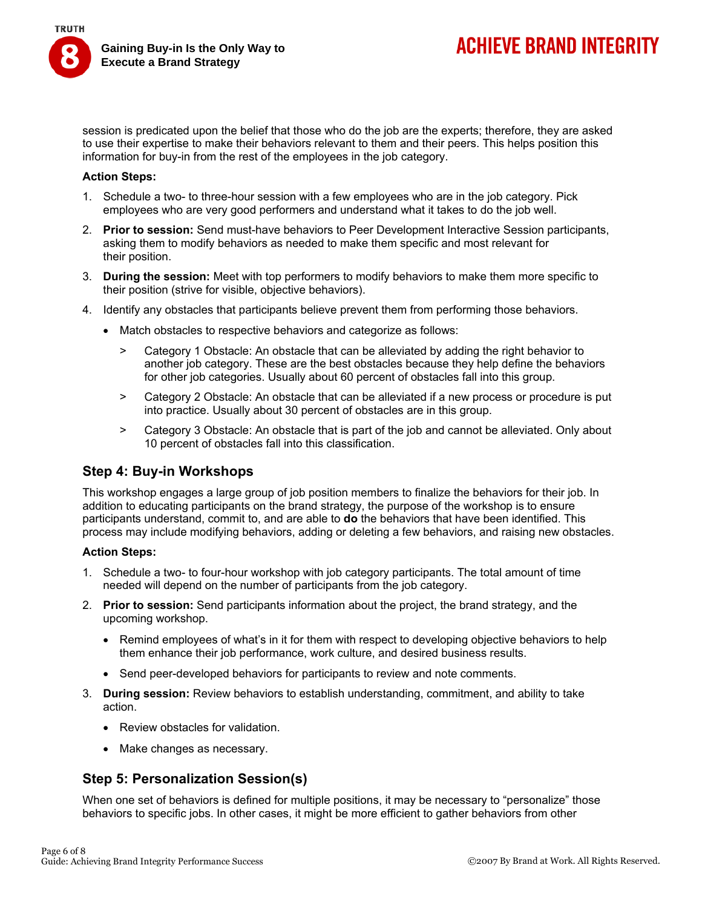session is predicated upon the belief that those who do the job are the experts; therefore, they are asked to use their expertise to make their behaviors relevant to them and their peers. This helps position this information for buy-in from the rest of the employees in the job category.

**Action Steps:**

1. Schedule a two- to three-hour session with a few employees who are in the job category. Pick employees who are very good performers and understand what it takes to do the job well.
2. **Prior to session:** Send must-have behaviors to Peer Development Interactive Session participants, asking them to modify behaviors as needed to make them specific and most relevant for their position.
3. **During the session:** Meet with top performers to modify behaviors to make them more specific to their position (strive for visible, objective behaviors).
4. Identify any obstacles that participants believe prevent them from performing those behaviors.
   - Match obstacles to respective behaviors and categorize as follows:
     - Category 1 Obstacle: An obstacle that can be alleviated by adding the right behavior to another job category. These are the best obstacles because they help define the behaviors for other job categories. Usually about 60 percent of obstacles fall into this group.
     - Category 2 Obstacle: An obstacle that can be alleviated if a new process or procedure is put into practice. Usually about 30 percent of obstacles are in this group.
     - Category 3 Obstacle: An obstacle that is part of the job and cannot be alleviated. Only about 10 percent of obstacles fall into this classification.

## Step 4: Buy-in Workshops

This workshop engages a large group of job position members to finalize the behaviors for their job. In addition to educating participants on the brand strategy, the purpose of the workshop is to ensure participants understand, commit to, and are able to **do** the behaviors that have been identified. This process may include modifying behaviors, adding or deleting a few behaviors, and raising new obstacles.

**Action Steps:**

1. Schedule a two- to four-hour workshop with job category participants. The total amount of time needed will depend on the number of participants from the job category.
2. **Prior to session:** Send participants information about the project, the brand strategy, and the upcoming workshop.
   - Remind employees of what's in it for them with respect to developing objective behaviors to help them enhance their job performance, work culture, and desired business results.
   - Send peer-developed behaviors for participants to review and note comments.
3. **During session:** Review behaviors to establish understanding, commitment, and ability to take action.
   - Review obstacles for validation.
   - Make changes as necessary.

## Step 5: Personalization Session(s)

When one set of behaviors is defined for multiple positions, it may be necessary to "personalize" those behaviors to specific jobs. In other cases, it might be more efficient to gather behaviors from other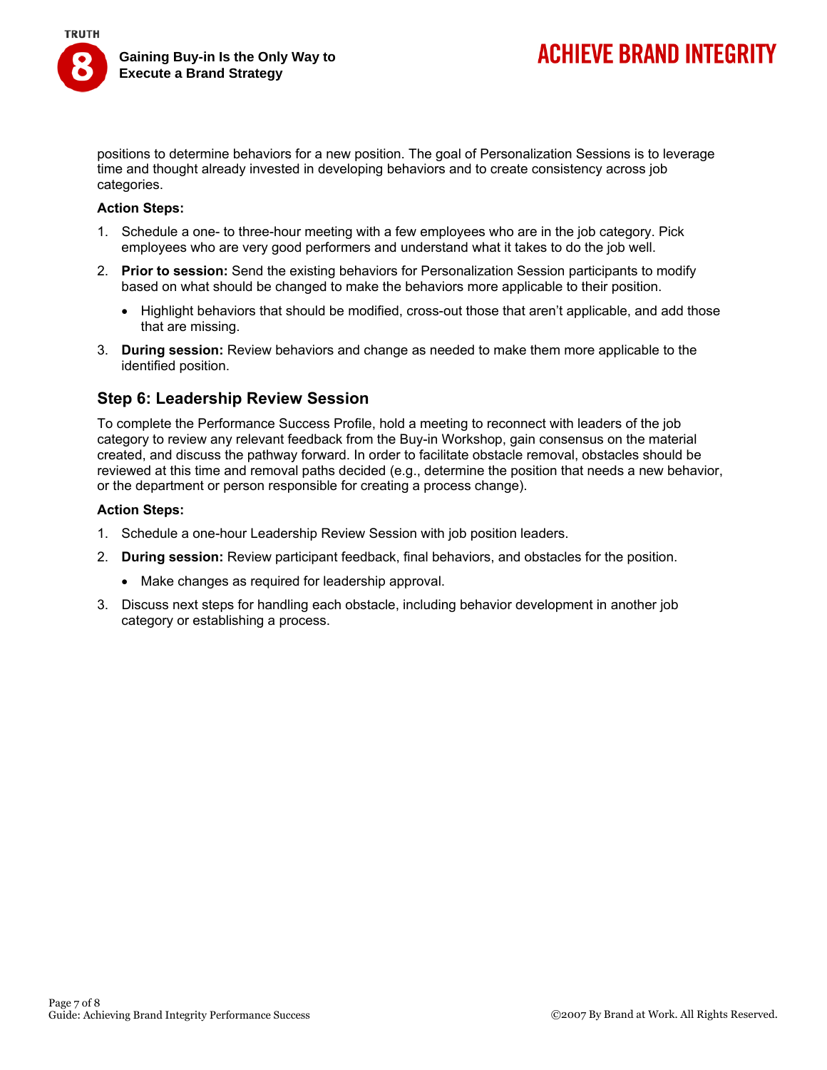positions to determine behaviors for a new position. The goal of Personalization Sessions is to leverage time and thought already invested in developing behaviors and to create consistency across job categories.

**Action Steps:**

1. Schedule a one- to three-hour meeting with a few employees who are in the job category. Pick employees who are very good performers and understand what it takes to do the job well.
2. **Prior to session:** Send the existing behaviors for Personalization Session participants to modify based on what should be changed to make the behaviors more applicable to their position.
   - Highlight behaviors that should be modified, cross-out those that aren't applicable, and add those that are missing.
3. **During session:** Review behaviors and change as needed to make them more applicable to the identified position.

## Step 6: Leadership Review Session

To complete the Performance Success Profile, hold a meeting to reconnect with leaders of the job category to review any relevant feedback from the Buy-in Workshop, gain consensus on the material created, and discuss the pathway forward. In order to facilitate obstacle removal, obstacles should be reviewed at this time and removal paths decided (e.g., determine the position that needs a new behavior, or the department or person responsible for creating a process change).

**Action Steps:**

1. Schedule a one-hour Leadership Review Session with job position leaders.
2. **During session:** Review participant feedback, final behaviors, and obstacles for the position.
   - Make changes as required for leadership approval.
3. Discuss next steps for handling each obstacle, including behavior development in another job category or establishing a process.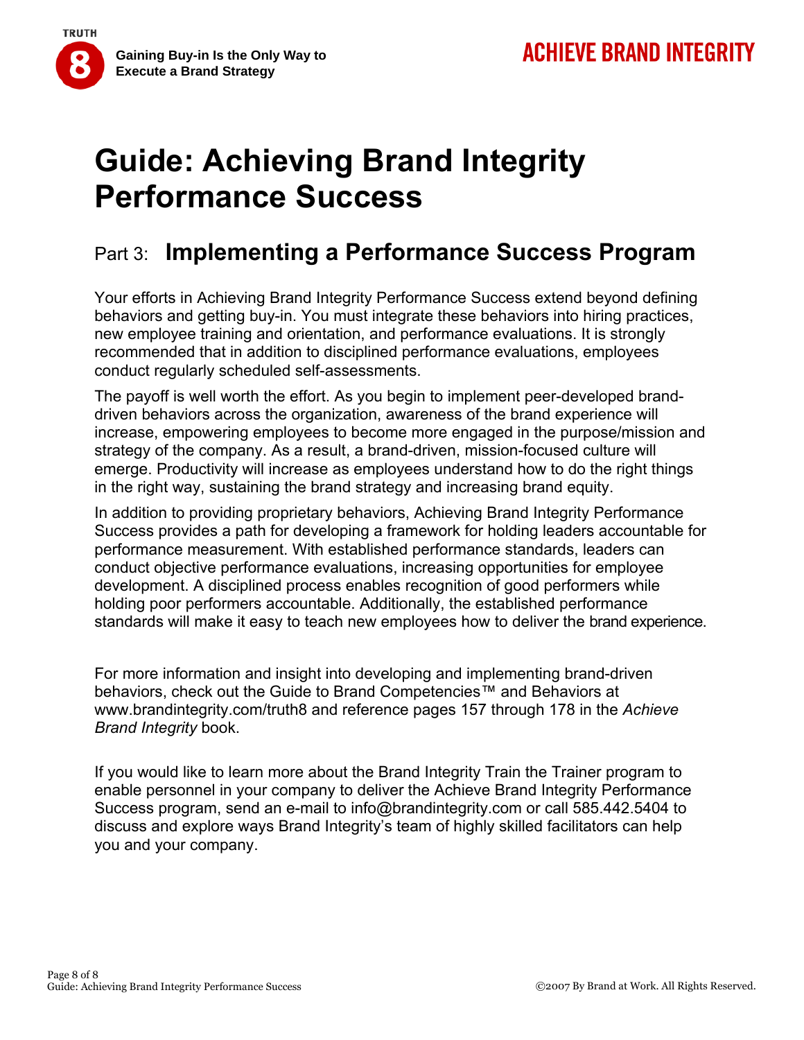# Guide: Achieving Brand Integrity Performance Success

## Part 3: Implementing a Performance Success Program

Your efforts in Achieving Brand Integrity Performance Success extend beyond defining behaviors and getting buy-in. You must integrate these behaviors into hiring practices, new employee training and orientation, and performance evaluations. It is strongly recommended that in addition to disciplined performance evaluations, employees conduct regularly scheduled self-assessments.

The payoff is well worth the effort. As you begin to implement peer-developed brand-driven behaviors across the organization, awareness of the brand experience will increase, empowering employees to become more engaged in the purpose/mission and strategy of the company. As a result, a brand-driven, mission-focused culture will emerge. Productivity will increase as employees understand how to do the right things in the right way, sustaining the brand strategy and increasing brand equity.

In addition to providing proprietary behaviors, Achieving Brand Integrity Performance Success provides a path for developing a framework for holding leaders accountable for performance measurement. With established performance standards, leaders can conduct objective performance evaluations, increasing opportunities for employee development. A disciplined process enables recognition of good performers while holding poor performers accountable. Additionally, the established performance standards will make it easy to teach new employees how to deliver the brand experience.

For more information and insight into developing and implementing brand-driven behaviors, check out the Guide to Brand Competencies™ and Behaviors at www.brandintegrity.com/truth8 and reference pages 157 through 178 in the *Achieve Brand Integrity* book.

If you would like to learn more about the Brand Integrity Train the Trainer program to enable personnel in your company to deliver the Achieve Brand Integrity Performance Success program, send an e-mail to info@brandintegrity.com or call 585.442.5404 to discuss and explore ways Brand Integrity's team of highly skilled facilitators can help you and your company.